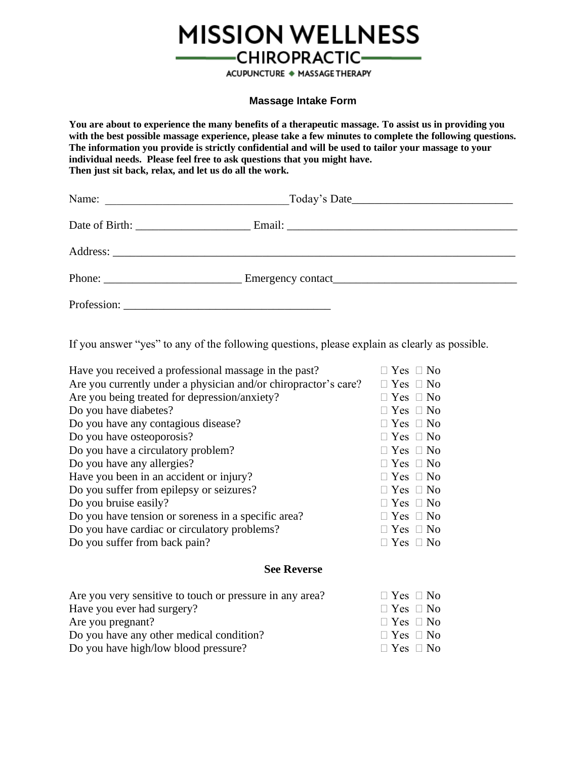# MISSION WELLNESS

## CHIROPRACTIC

ACUPUNCTURE ◆ MASSAGE THERAPY

### Massage Intake Form

**You are about to experience the many benefits of a therapeutic massage. To assist us in providing you with the best possible massage experience, please take a few minutes to complete the following questions. The information you provide is strictly confidential and will be used to tailor your massage to your individual needs. Please feel free to ask questions that you might have.**
**Then just sit back, relax, and let us do all the work.**

Name: _______________________________ Today's Date___________________________

Date of Birth: ___________________ Email: _______________________________________

Address: ______________________________________________________________________

Phone: ______________________ Emergency contact_______________________________

Profession: ___________________________________

If you answer "yes" to any of the following questions, please explain as clearly as possible.

| Question | Yes | No |
|---|---|---|
| Have you received a professional massage in the past? | ☐ Yes | ☐ No |
| Are you currently under a physician and/or chiropractor's care? | ☐ Yes | ☐ No |
| Are you being treated for depression/anxiety? | ☐ Yes | ☐ No |
| Do you have diabetes? | ☐ Yes | ☐ No |
| Do you have any contagious disease? | ☐ Yes | ☐ No |
| Do you have osteoporosis? | ☐ Yes | ☐ No |
| Do you have a circulatory problem? | ☐ Yes | ☐ No |
| Do you have any allergies? | ☐ Yes | ☐ No |
| Have you been in an accident or injury? | ☐ Yes | ☐ No |
| Do you suffer from epilepsy or seizures? | ☐ Yes | ☐ No |
| Do you bruise easily? | ☐ Yes | ☐ No |
| Do you have tension or soreness in a specific area? | ☐ Yes | ☐ No |
| Do you have cardiac or circulatory problems? | ☐ Yes | ☐ No |
| Do you suffer from back pain? | ☐ Yes | ☐ No |

**See Reverse**

| Question | Yes | No |
|---|---|---|
| Are you very sensitive to touch or pressure in any area? | ☐ Yes | ☐ No |
| Have you ever had surgery? | ☐ Yes | ☐ No |
| Are you pregnant? | ☐ Yes | ☐ No |
| Do you have any other medical condition? | ☐ Yes | ☐ No |
| Do you have high/low blood pressure? | ☐ Yes | ☐ No |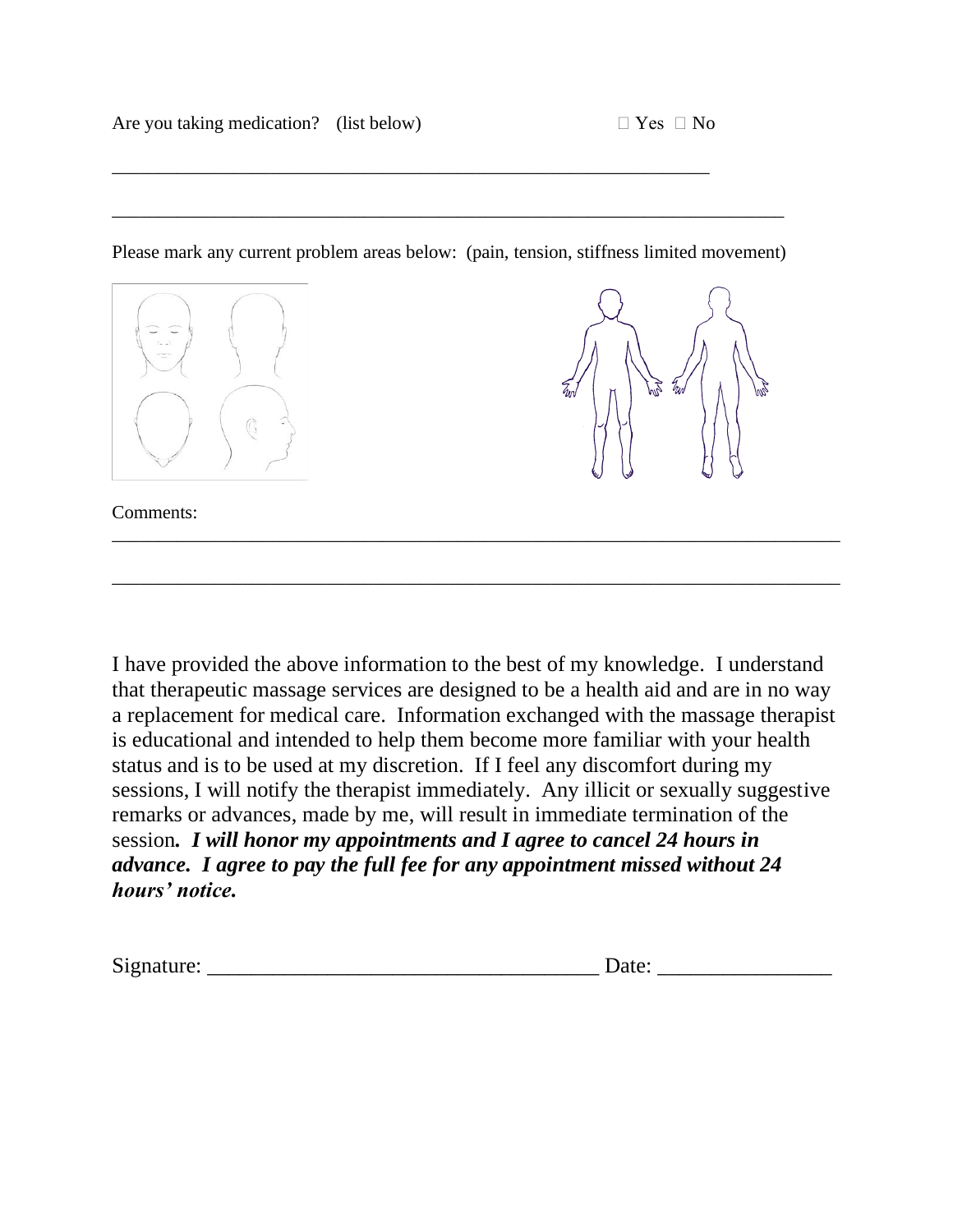Are you taking medication? (list below) ☐ Yes ☐ No

_______________________________________________________________

_______________________________________________________________

Please mark any current problem areas below: (pain, tension, stiffness limited movement)

Comments:

_______________________________________________________________

_______________________________________________________________

I have provided the above information to the best of my knowledge. I understand that therapeutic massage services are designed to be a health aid and are in no way a replacement for medical care. Information exchanged with the massage therapist is educational and intended to help them become more familiar with your health status and is to be used at my discretion. If I feel any discomfort during my sessions, I will notify the therapist immediately. Any illicit or sexually suggestive remarks or advances, made by me, will result in immediate termination of the session***. I will honor my appointments and I agree to cancel 24 hours in advance. I agree to pay the full fee for any appointment missed without 24 hours' notice.***

Signature: ___________________________________ Date: ________________